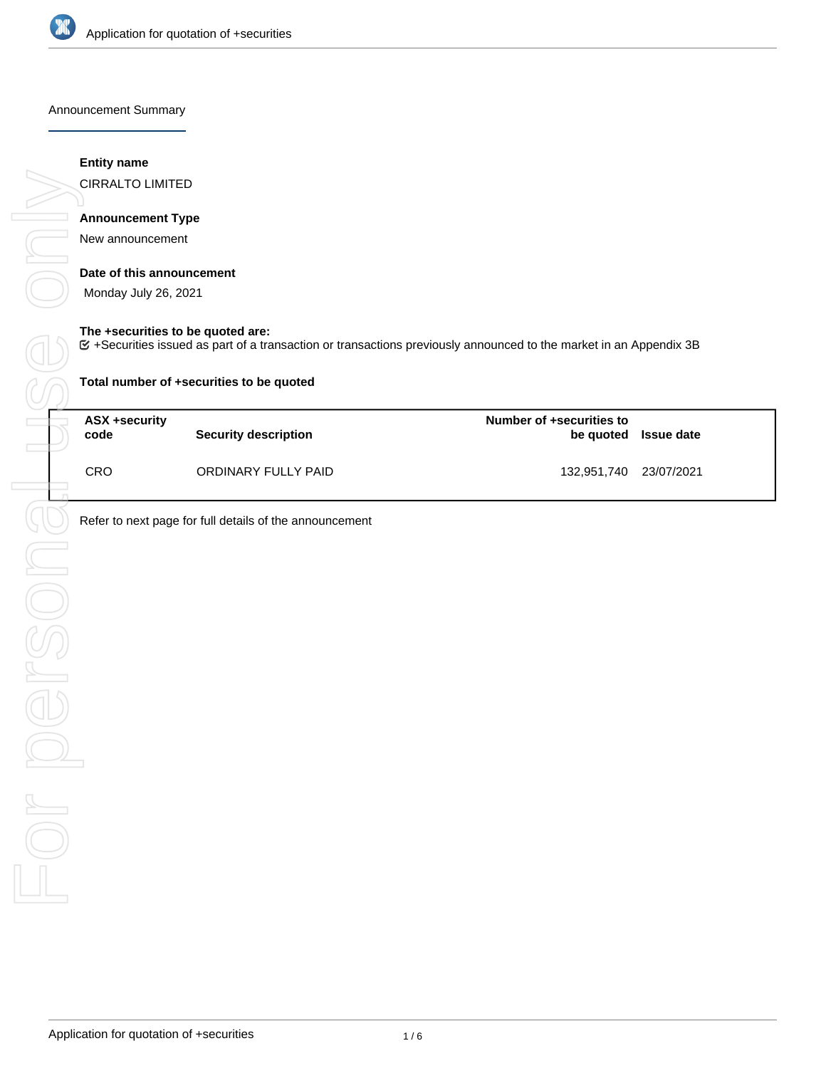Announcement Summary

**Entity name**

CIRRALTO LIMITED

**Announcement Type**

New announcement

**Date of this announcement**

Monday July 26, 2021

**The +securities to be quoted are:**

☑ +Securities issued as part of a transaction or transactions previously announced to the market in an Appendix 3B

**Total number of +securities to be quoted**

| ASX +security code | Security description | Number of +securities to be quoted | Issue date |
|---|---|---|---|
| CRO | ORDINARY FULLY PAID | 132,951,740 | 23/07/2021 |

Refer to next page for full details of the announcement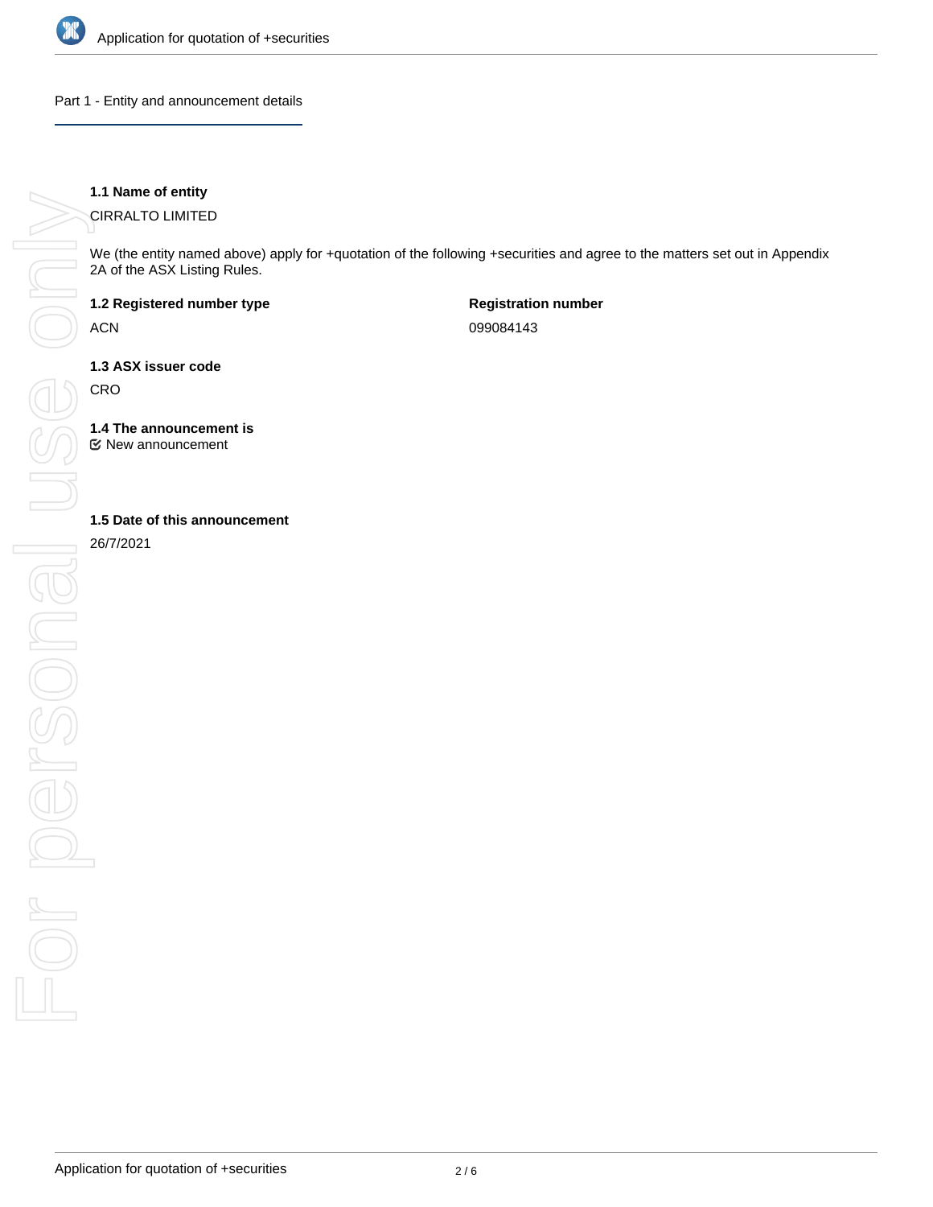## Part 1 - Entity and announcement details

**1.1 Name of entity**

CIRRALTO LIMITED

We (the entity named above) apply for +quotation of the following +securities and agree to the matters set out in Appendix 2A of the ASX Listing Rules.

| **1.2 Registered number type** | **Registration number** |
| --- | --- |
| ACN | 099084143 |

**1.3 ASX issuer code**

CRO

**1.4 The announcement is**

☑ New announcement

**1.5 Date of this announcement**

26/7/2021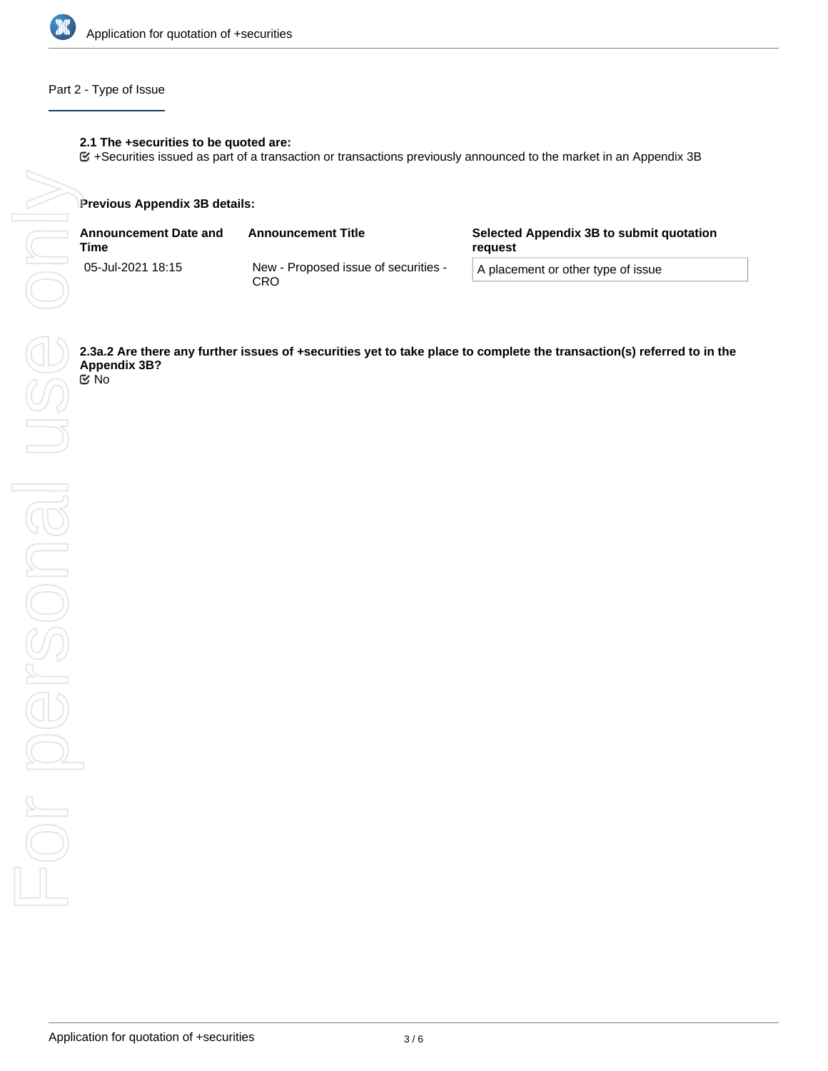## Part 2 - Type of Issue

**2.1 The +securities to be quoted are:**

☑ +Securities issued as part of a transaction or transactions previously announced to the market in an Appendix 3B

**Previous Appendix 3B details:**

| Announcement Date and Time | Announcement Title | Selected Appendix 3B to submit quotation request |
|---|---|---|
| 05-Jul-2021 18:15 | New - Proposed issue of securities - CRO | A placement or other type of issue |

**2.3a.2 Are there any further issues of +securities yet to take place to complete the transaction(s) referred to in the Appendix 3B?**

☑ No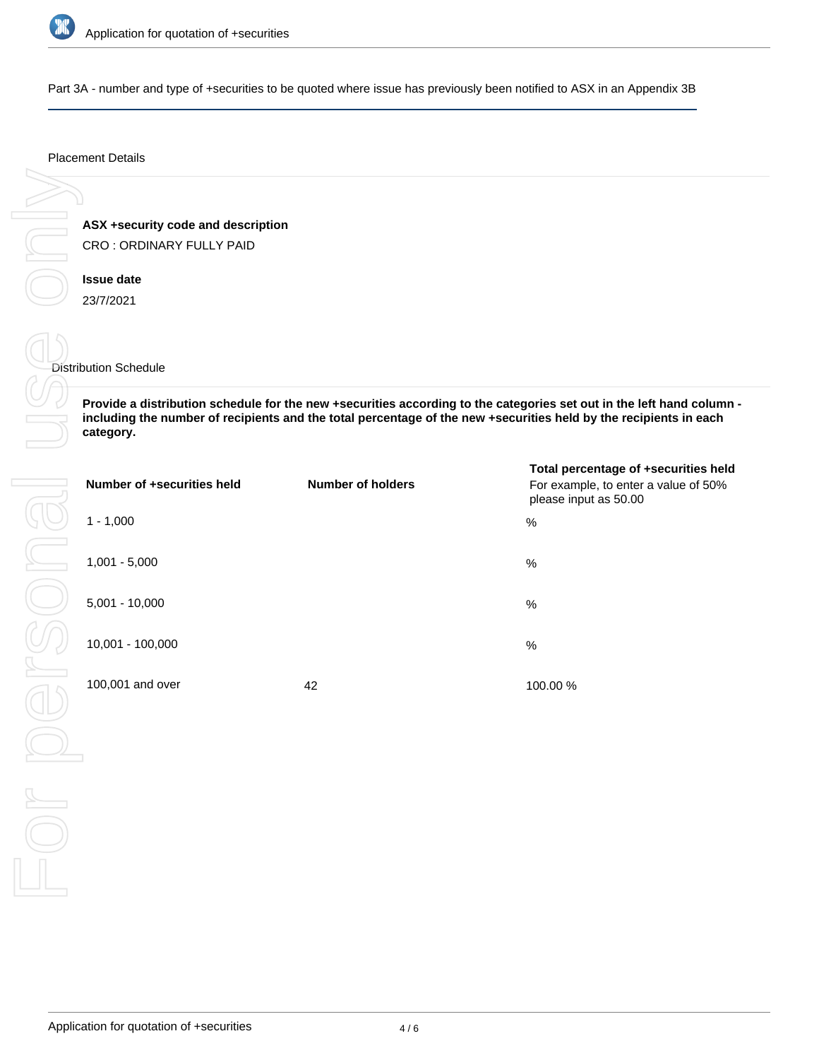Part 3A - number and type of +securities to be quoted where issue has previously been notified to ASX in an Appendix 3B

Placement Details

**ASX +security code and description**

CRO : ORDINARY FULLY PAID

**Issue date**

23/7/2021

Distribution Schedule

**Provide a distribution schedule for the new +securities according to the categories set out in the left hand column - including the number of recipients and the total percentage of the new +securities held by the recipients in each category.**

| Number of +securities held | Number of holders | Total percentage of +securities held<br>For example, to enter a value of 50% please input as 50.00 |
|---|---|---|
| 1 - 1,000 | | % |
| 1,001 - 5,000 | | % |
| 5,001 - 10,000 | | % |
| 10,001 - 100,000 | | % |
| 100,001 and over | 42 | 100.00 % |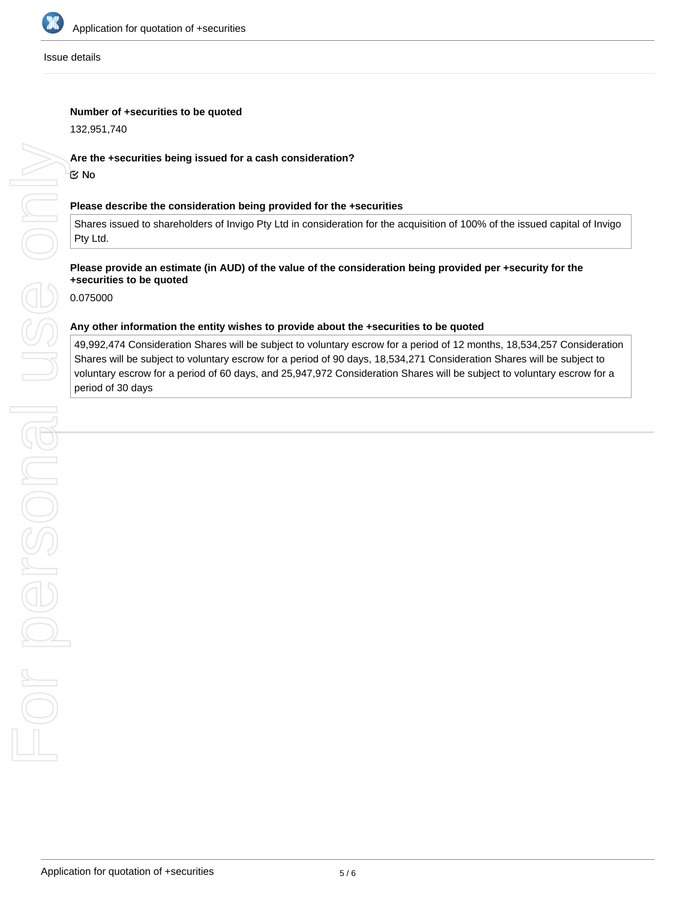Issue details

**Number of +securities to be quoted**

132,951,740

**Are the +securities being issued for a cash consideration?**

☑ No

**Please describe the consideration being provided for the +securities**

Shares issued to shareholders of Invigo Pty Ltd in consideration for the acquisition of 100% of the issued capital of Invigo Pty Ltd.

**Please provide an estimate (in AUD) of the value of the consideration being provided per +security for the +securities to be quoted**

0.075000

**Any other information the entity wishes to provide about the +securities to be quoted**

49,992,474 Consideration Shares will be subject to voluntary escrow for a period of 12 months, 18,534,257 Consideration Shares will be subject to voluntary escrow for a period of 90 days, 18,534,271 Consideration Shares will be subject to voluntary escrow for a period of 60 days, and 25,947,972 Consideration Shares will be subject to voluntary escrow for a period of 30 days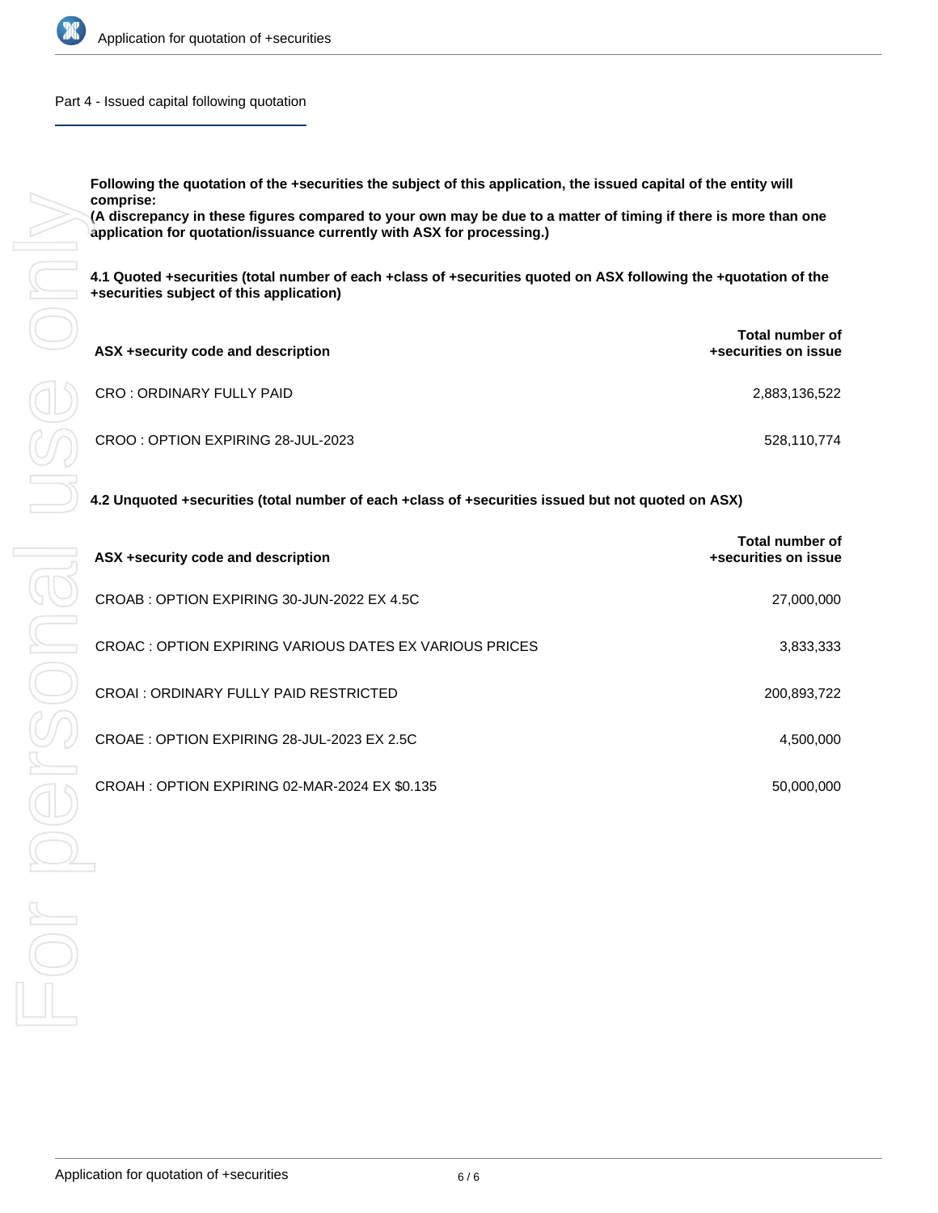## Part 4 - Issued capital following quotation

**Following the quotation of the +securities the subject of this application, the issued capital of the entity will comprise:**
**(A discrepancy in these figures compared to your own may be due to a matter of timing if there is more than one application for quotation/issuance currently with ASX for processing.)**

**4.1 Quoted +securities (total number of each +class of +securities quoted on ASX following the +quotation of the +securities subject of this application)**

| ASX +security code and description | Total number of +securities on issue |
|---|---|
| CRO : ORDINARY FULLY PAID | 2,883,136,522 |
| CROO : OPTION EXPIRING 28-JUL-2023 | 528,110,774 |

**4.2 Unquoted +securities (total number of each +class of +securities issued but not quoted on ASX)**

| ASX +security code and description | Total number of +securities on issue |
|---|---|
| CROAB : OPTION EXPIRING 30-JUN-2022 EX 4.5C | 27,000,000 |
| CROAC : OPTION EXPIRING VARIOUS DATES EX VARIOUS PRICES | 3,833,333 |
| CROAI : ORDINARY FULLY PAID RESTRICTED | 200,893,722 |
| CROAE : OPTION EXPIRING 28-JUL-2023 EX 2.5C | 4,500,000 |
| CROAH : OPTION EXPIRING 02-MAR-2024 EX $0.135 | 50,000,000 |